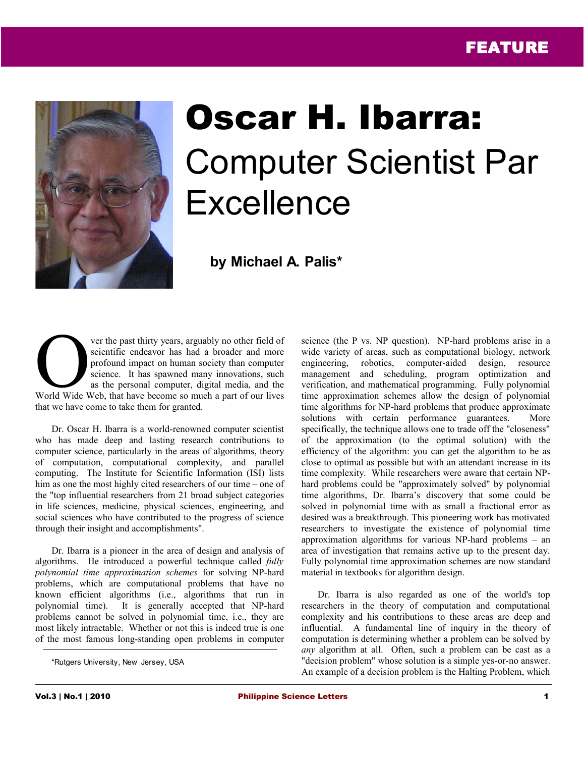FEATURE

# Oscar H. Ibarra: Computer Scientist Par Excellence

**by Michael A. Palis***

Over the past thirty years, arguably no other field of scientific endeavor has had a broader and more profound impact on human society than computer science. It has spawned many innovations, such as the personal computer, digital media, and the World Wide Web, that have become so much a part of our lives that we have come to take them for granted.

Dr. Oscar H. Ibarra is a world-renowned computer scientist who has made deep and lasting research contributions to computer science, particularly in the areas of algorithms, theory of computation, computational complexity, and parallel computing. The Institute for Scientific Information (ISI) lists him as one the most highly cited researchers of our time – one of the "top influential researchers from 21 broad subject categories in life sciences, medicine, physical sciences, engineering, and social sciences who have contributed to the progress of science through their insight and accomplishments".

Dr. Ibarra is a pioneer in the area of design and analysis of algorithms. He introduced a powerful technique called *fully polynomial time approximation schemes* for solving NP-hard problems, which are computational problems that have no known efficient algorithms (i.e., algorithms that run in polynomial time). It is generally accepted that NP-hard problems cannot be solved in polynomial time, i.e., they are most likely intractable. Whether or not this is indeed true is one of the most famous long-standing open problems in computer science (the P vs. NP question). NP-hard problems arise in a wide variety of areas, such as computational biology, network engineering, robotics, computer-aided design, resource management and scheduling, program optimization and verification, and mathematical programming. Fully polynomial time approximation schemes allow the design of polynomial time algorithms for NP-hard problems that produce approximate solutions with certain performance guarantees. More specifically, the technique allows one to trade off the "closeness" of the approximation (to the optimal solution) with the efficiency of the algorithm: you can get the algorithm to be as close to optimal as possible but with an attendant increase in its time complexity. While researchers were aware that certain NP-hard problems could be "approximately solved" by polynomial time algorithms, Dr. Ibarra's discovery that some could be solved in polynomial time with as small a fractional error as desired was a breakthrough. This pioneering work has motivated researchers to investigate the existence of polynomial time approximation algorithms for various NP-hard problems – an area of investigation that remains active up to the present day. Fully polynomial time approximation schemes are now standard material in textbooks for algorithm design.

Dr. Ibarra is also regarded as one of the world's top researchers in the theory of computation and computational complexity and his contributions to these areas are deep and influential. A fundamental line of inquiry in the theory of computation is determining whether a problem can be solved by *any* algorithm at all. Often, such a problem can be cast as a "decision problem" whose solution is a simple yes-or-no answer. An example of a decision problem is the Halting Problem, which

*Rutgers University, New Jersey, USA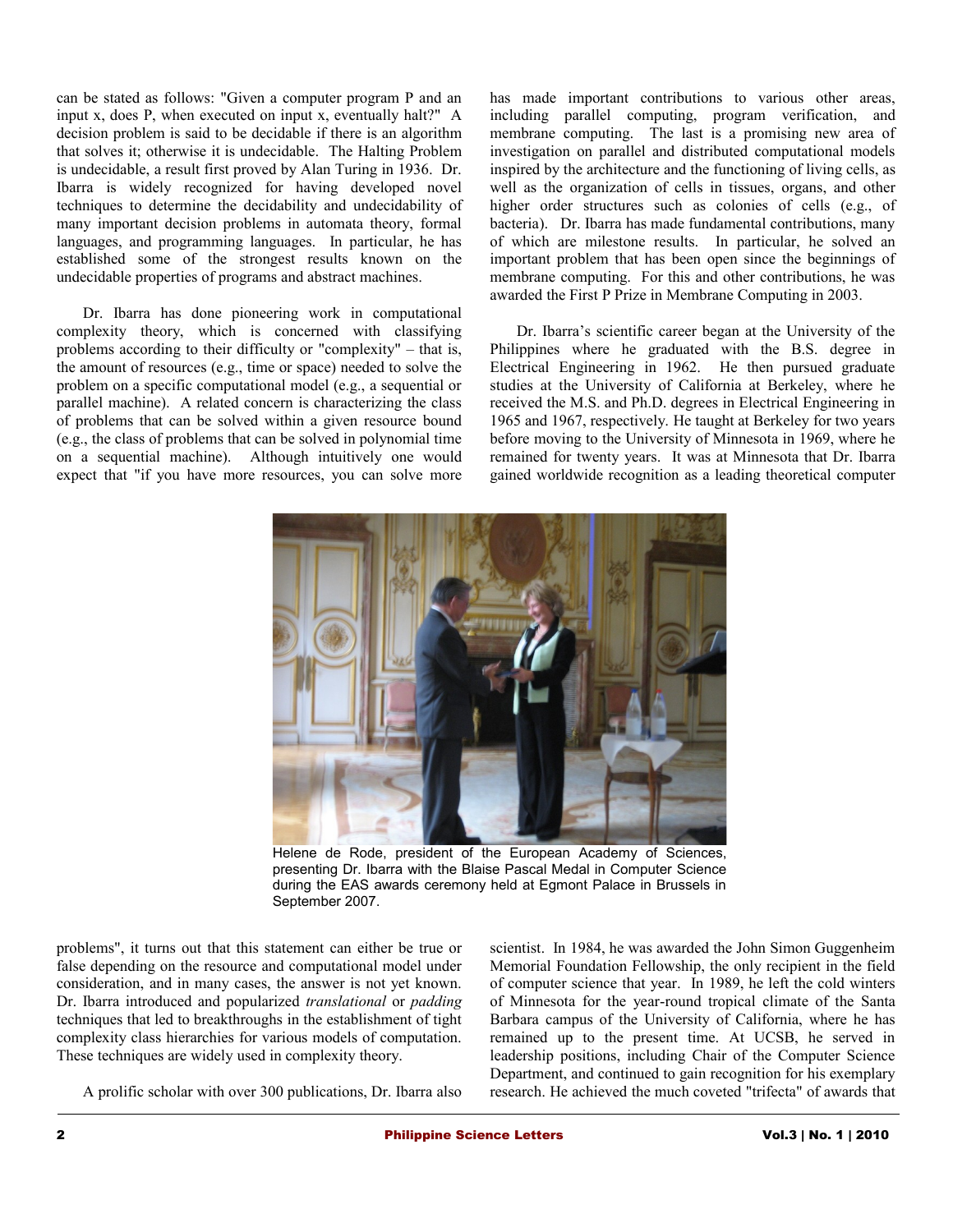can be stated as follows: "Given a computer program P and an input x, does P, when executed on input x, eventually halt?" A decision problem is said to be decidable if there is an algorithm that solves it; otherwise it is undecidable. The Halting Problem is undecidable, a result first proved by Alan Turing in 1936. Dr. Ibarra is widely recognized for having developed novel techniques to determine the decidability and undecidability of many important decision problems in automata theory, formal languages, and programming languages. In particular, he has established some of the strongest results known on the undecidable properties of programs and abstract machines.

Dr. Ibarra has done pioneering work in computational complexity theory, which is concerned with classifying problems according to their difficulty or "complexity" – that is, the amount of resources (e.g., time or space) needed to solve the problem on a specific computational model (e.g., a sequential or parallel machine). A related concern is characterizing the class of problems that can be solved within a given resource bound (e.g., the class of problems that can be solved in polynomial time on a sequential machine). Although intuitively one would expect that "if you have more resources, you can solve more problems", it turns out that this statement can either be true or false depending on the resource and computational model under consideration, and in many cases, the answer is not yet known. Dr. Ibarra introduced and popularized *translational* or *padding* techniques that led to breakthroughs in the establishment of tight complexity class hierarchies for various models of computation. These techniques are widely used in complexity theory.

A prolific scholar with over 300 publications, Dr. Ibarra also has made important contributions to various other areas, including parallel computing, program verification, and membrane computing. The last is a promising new area of investigation on parallel and distributed computational models inspired by the architecture and the functioning of living cells, as well as the organization of cells in tissues, organs, and other higher order structures such as colonies of cells (e.g., of bacteria). Dr. Ibarra has made fundamental contributions, many of which are milestone results. In particular, he solved an important problem that has been open since the beginnings of membrane computing. For this and other contributions, he was awarded the First P Prize in Membrane Computing in 2003.

Dr. Ibarra's scientific career began at the University of the Philippines where he graduated with the B.S. degree in Electrical Engineering in 1962. He then pursued graduate studies at the University of California at Berkeley, where he received the M.S. and Ph.D. degrees in Electrical Engineering in 1965 and 1967, respectively. He taught at Berkeley for two years before moving to the University of Minnesota in 1969, where he remained for twenty years. It was at Minnesota that Dr. Ibarra gained worldwide recognition as a leading theoretical computer scientist. In 1984, he was awarded the John Simon Guggenheim Memorial Foundation Fellowship, the only recipient in the field of computer science that year. In 1989, he left the cold winters of Minnesota for the year-round tropical climate of the Santa Barbara campus of the University of California, where he has remained up to the present time. At UCSB, he served in leadership positions, including Chair of the Computer Science Department, and continued to gain recognition for his exemplary research. He achieved the much coveted "trifecta" of awards that

Helene de Rode, president of the European Academy of Sciences, presenting Dr. Ibarra with the Blaise Pascal Medal in Computer Science during the EAS awards ceremony held at Egmont Palace in Brussels in September 2007.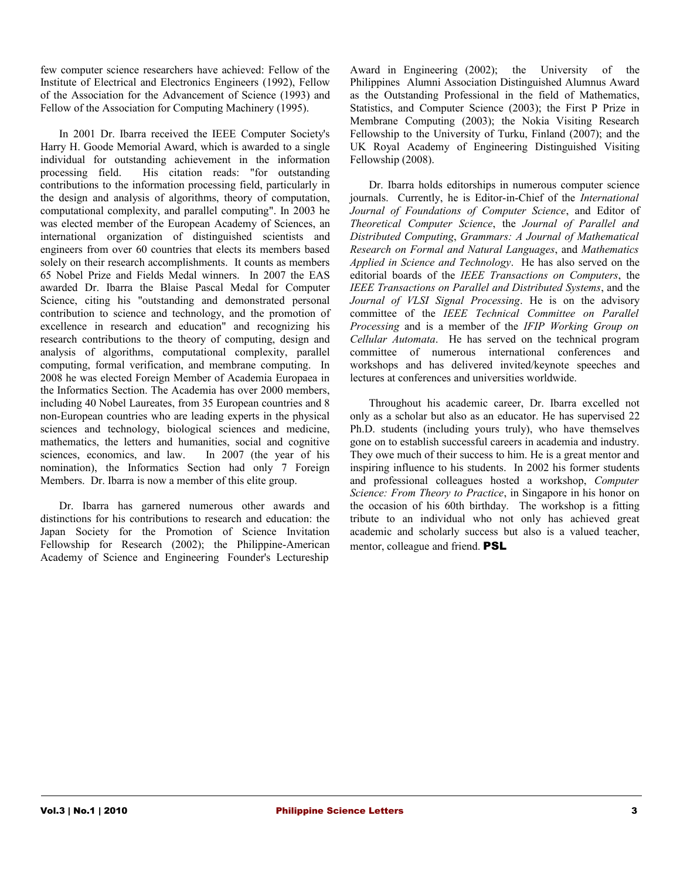few computer science researchers have achieved: Fellow of the Institute of Electrical and Electronics Engineers (1992), Fellow of the Association for the Advancement of Science (1993) and Fellow of the Association for Computing Machinery (1995).

In 2001 Dr. Ibarra received the IEEE Computer Society's Harry H. Goode Memorial Award, which is awarded to a single individual for outstanding achievement in the information processing field. His citation reads: "for outstanding contributions to the information processing field, particularly in the design and analysis of algorithms, theory of computation, computational complexity, and parallel computing". In 2003 he was elected member of the European Academy of Sciences, an international organization of distinguished scientists and engineers from over 60 countries that elects its members based solely on their research accomplishments. It counts as members 65 Nobel Prize and Fields Medal winners. In 2007 the EAS awarded Dr. Ibarra the Blaise Pascal Medal for Computer Science, citing his "outstanding and demonstrated personal contribution to science and technology, and the promotion of excellence in research and education" and recognizing his research contributions to the theory of computing, design and analysis of algorithms, computational complexity, parallel computing, formal verification, and membrane computing. In 2008 he was elected Foreign Member of Academia Europaea in the Informatics Section. The Academia has over 2000 members, including 40 Nobel Laureates, from 35 European countries and 8 non-European countries who are leading experts in the physical sciences and technology, biological sciences and medicine, mathematics, the letters and humanities, social and cognitive sciences, economics, and law. In 2007 (the year of his nomination), the Informatics Section had only 7 Foreign Members. Dr. Ibarra is now a member of this elite group.

Dr. Ibarra has garnered numerous other awards and distinctions for his contributions to research and education: the Japan Society for the Promotion of Science Invitation Fellowship for Research (2002); the Philippine-American Academy of Science and Engineering Founder's Lectureship Award in Engineering (2002); the University of the Philippines Alumni Association Distinguished Alumnus Award as the Outstanding Professional in the field of Mathematics, Statistics, and Computer Science (2003); the First P Prize in Membrane Computing (2003); the Nokia Visiting Research Fellowship to the University of Turku, Finland (2007); and the UK Royal Academy of Engineering Distinguished Visiting Fellowship (2008).

Dr. Ibarra holds editorships in numerous computer science journals. Currently, he is Editor-in-Chief of the *International Journal of Foundations of Computer Science*, and Editor of *Theoretical Computer Science*, the *Journal of Parallel and Distributed Computing*, *Grammars: A Journal of Mathematical Research on Formal and Natural Languages*, and *Mathematics Applied in Science and Technology*. He has also served on the editorial boards of the *IEEE Transactions on Computers*, the *IEEE Transactions on Parallel and Distributed Systems*, and the *Journal of VLSI Signal Processing*. He is on the advisory committee of the *IEEE Technical Committee on Parallel Processing* and is a member of the *IFIP Working Group on Cellular Automata*. He has served on the technical program committee of numerous international conferences and workshops and has delivered invited/keynote speeches and lectures at conferences and universities worldwide.

Throughout his academic career, Dr. Ibarra excelled not only as a scholar but also as an educator. He has supervised 22 Ph.D. students (including yours truly), who have themselves gone on to establish successful careers in academia and industry. They owe much of their success to him. He is a great mentor and inspiring influence to his students. In 2002 his former students and professional colleagues hosted a workshop, *Computer Science: From Theory to Practice*, in Singapore in his honor on the occasion of his 60th birthday. The workshop is a fitting tribute to an individual who not only has achieved great academic and scholarly success but also is a valued teacher, mentor, colleague and friend. **PSL**